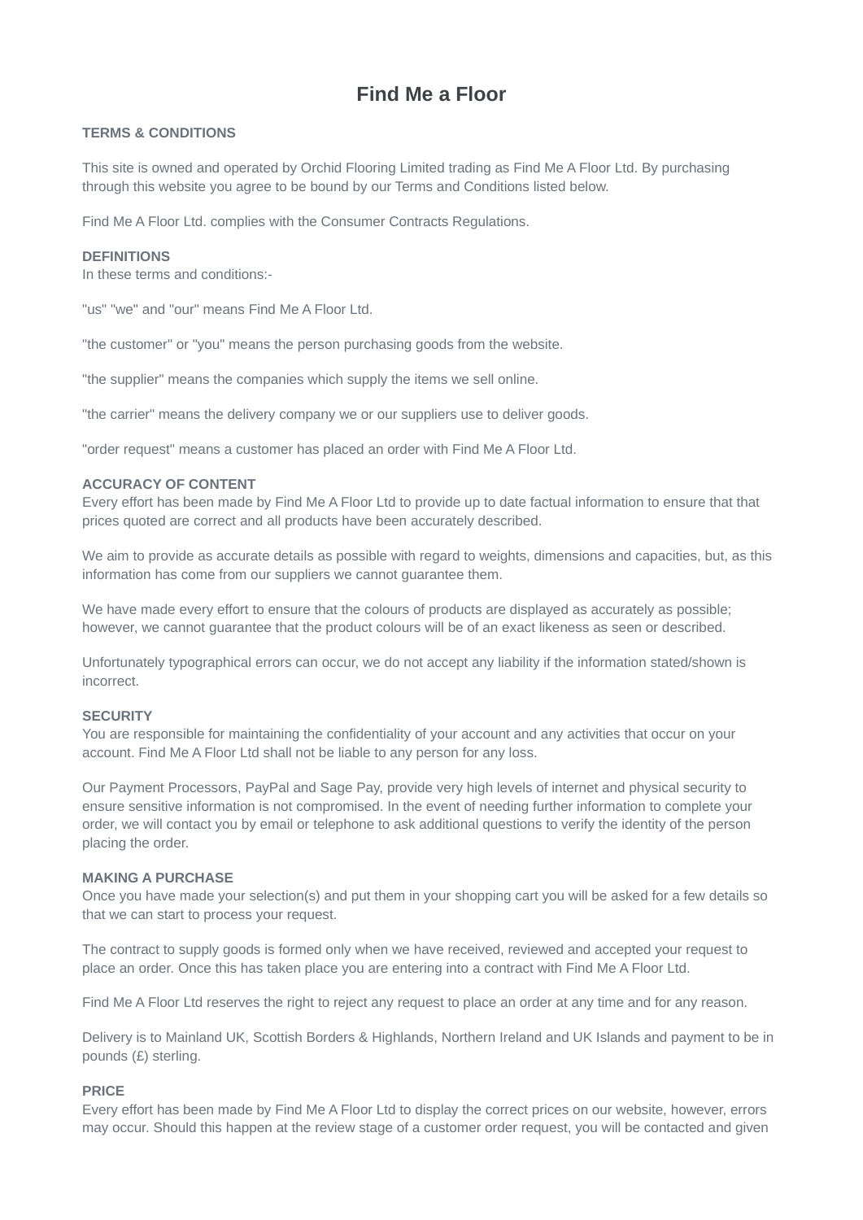# Find Me a Floor

## TERMS & CONDITIONS

This site is owned and operated by Orchid Flooring Limited trading as Find Me A Floor Ltd. By purchasing through this website you agree to be bound by our Terms and Conditions listed below.

Find Me A Floor Ltd. complies with the Consumer Contracts Regulations.

## DEFINITIONS

In these terms and conditions:-

"us" "we" and "our" means Find Me A Floor Ltd.

"the customer" or "you" means the person purchasing goods from the website.

"the supplier" means the companies which supply the items we sell online.

"the carrier" means the delivery company we or our suppliers use to deliver goods.

"order request" means a customer has placed an order with Find Me A Floor Ltd.

## ACCURACY OF CONTENT

Every effort has been made by Find Me A Floor Ltd to provide up to date factual information to ensure that that prices quoted are correct and all products have been accurately described.

We aim to provide as accurate details as possible with regard to weights, dimensions and capacities, but, as this information has come from our suppliers we cannot guarantee them.

We have made every effort to ensure that the colours of products are displayed as accurately as possible; however, we cannot guarantee that the product colours will be of an exact likeness as seen or described.

Unfortunately typographical errors can occur, we do not accept any liability if the information stated/shown is incorrect.

## SECURITY

You are responsible for maintaining the confidentiality of your account and any activities that occur on your account. Find Me A Floor Ltd shall not be liable to any person for any loss.

Our Payment Processors, PayPal and Sage Pay, provide very high levels of internet and physical security to ensure sensitive information is not compromised. In the event of needing further information to complete your order, we will contact you by email or telephone to ask additional questions to verify the identity of the person placing the order.

## MAKING A PURCHASE

Once you have made your selection(s) and put them in your shopping cart you will be asked for a few details so that we can start to process your request.

The contract to supply goods is formed only when we have received, reviewed and accepted your request to place an order. Once this has taken place you are entering into a contract with Find Me A Floor Ltd.

Find Me A Floor Ltd reserves the right to reject any request to place an order at any time and for any reason.

Delivery is to Mainland UK, Scottish Borders & Highlands, Northern Ireland and UK Islands and payment to be in pounds (£) sterling.

## PRICE

Every effort has been made by Find Me A Floor Ltd to display the correct prices on our website, however, errors may occur. Should this happen at the review stage of a customer order request, you will be contacted and given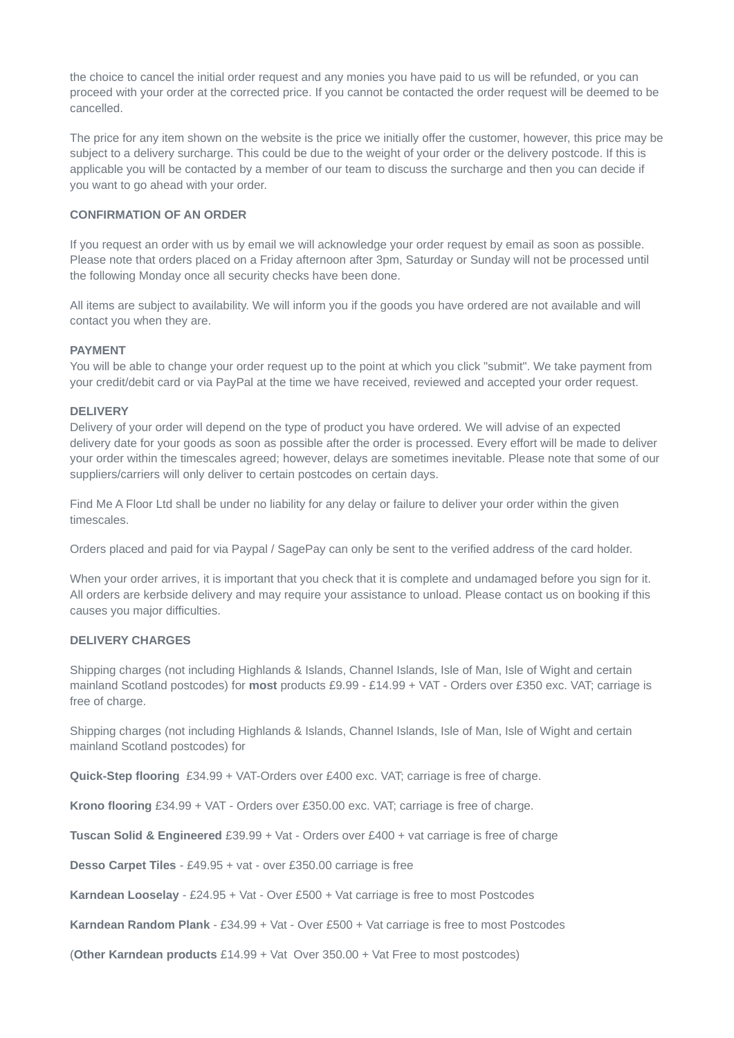the choice to cancel the initial order request and any monies you have paid to us will be refunded, or you can proceed with your order at the corrected price. If you cannot be contacted the order request will be deemed to be cancelled.

The price for any item shown on the website is the price we initially offer the customer, however, this price may be subject to a delivery surcharge. This could be due to the weight of your order or the delivery postcode. If this is applicable you will be contacted by a member of our team to discuss the surcharge and then you can decide if you want to go ahead with your order.

**CONFIRMATION OF AN ORDER**

If you request an order with us by email we will acknowledge your order request by email as soon as possible. Please note that orders placed on a Friday afternoon after 3pm, Saturday or Sunday will not be processed until the following Monday once all security checks have been done.

All items are subject to availability. We will inform you if the goods you have ordered are not available and will contact you when they are.

**PAYMENT**

You will be able to change your order request up to the point at which you click "submit". We take payment from your credit/debit card or via PayPal at the time we have received, reviewed and accepted your order request.

**DELIVERY**

Delivery of your order will depend on the type of product you have ordered. We will advise of an expected delivery date for your goods as soon as possible after the order is processed. Every effort will be made to deliver your order within the timescales agreed; however, delays are sometimes inevitable. Please note that some of our suppliers/carriers will only deliver to certain postcodes on certain days.

Find Me A Floor Ltd shall be under no liability for any delay or failure to deliver your order within the given timescales.

Orders placed and paid for via Paypal / SagePay can only be sent to the verified address of the card holder.

When your order arrives, it is important that you check that it is complete and undamaged before you sign for it. All orders are kerbside delivery and may require your assistance to unload. Please contact us on booking if this causes you major difficulties.

**DELIVERY CHARGES**

Shipping charges (not including Highlands & Islands, Channel Islands, Isle of Man, Isle of Wight and certain mainland Scotland postcodes) for **most** products £9.99 - £14.99 + VAT - Orders over £350 exc. VAT; carriage is free of charge.

Shipping charges (not including Highlands & Islands, Channel Islands, Isle of Man, Isle of Wight and certain mainland Scotland postcodes) for

**Quick-Step flooring** £34.99 + VAT-Orders over £400 exc. VAT; carriage is free of charge.

**Krono flooring** £34.99 + VAT - Orders over £350.00 exc. VAT; carriage is free of charge.

**Tuscan Solid & Engineered** £39.99 + Vat - Orders over £400 + vat carriage is free of charge

**Desso Carpet Tiles** - £49.95 + vat - over £350.00 carriage is free

**Karndean Looselay** - £24.95 + Vat - Over £500 + Vat carriage is free to most Postcodes

**Karndean Random Plank** - £34.99 + Vat - Over £500 + Vat carriage is free to most Postcodes

(**Other Karndean products** £14.99 + Vat Over 350.00 + Vat Free to most postcodes)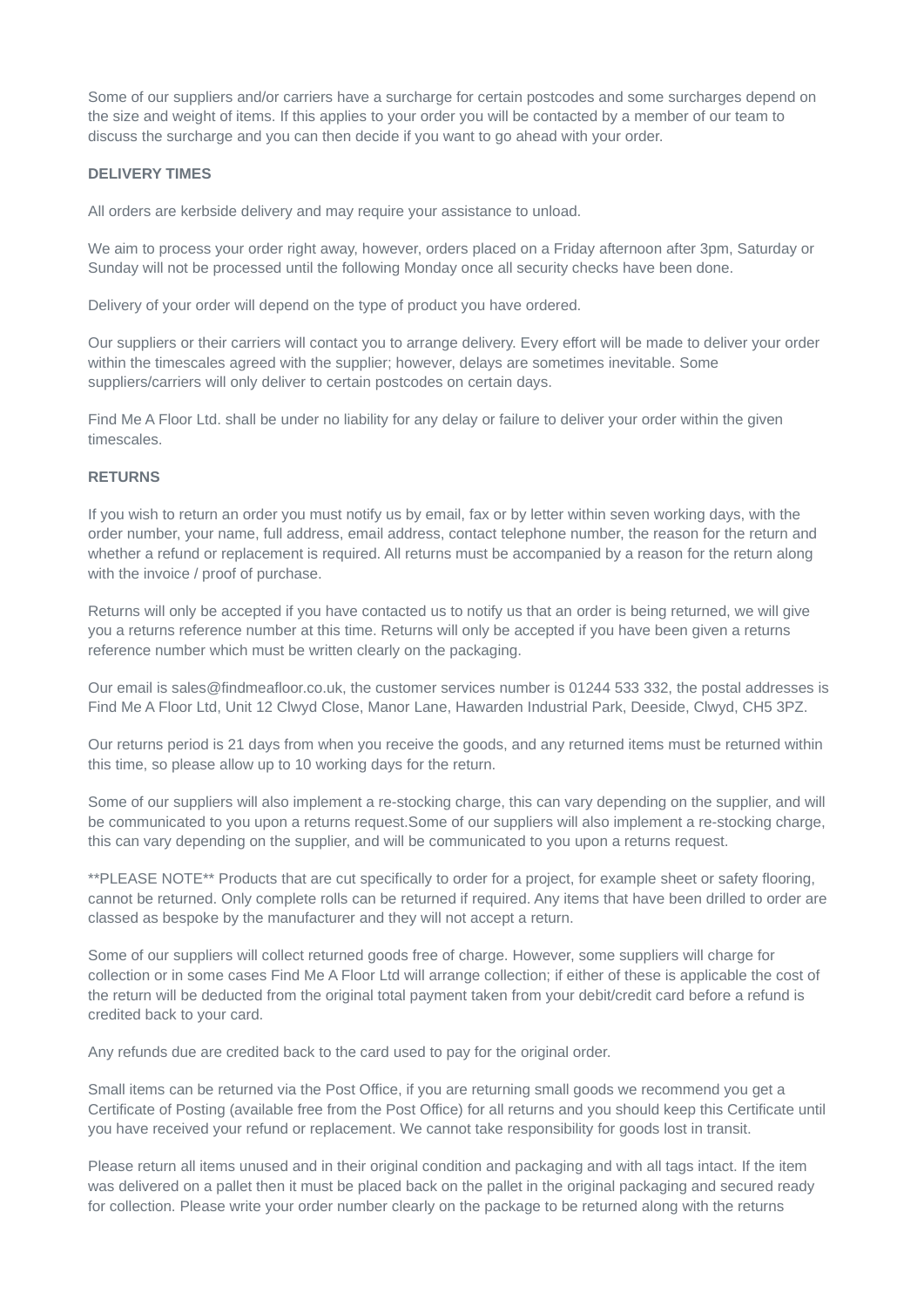Some of our suppliers and/or carriers have a surcharge for certain postcodes and some surcharges depend on the size and weight of items. If this applies to your order you will be contacted by a member of our team to discuss the surcharge and you can then decide if you want to go ahead with your order.

**DELIVERY TIMES**

All orders are kerbside delivery and may require your assistance to unload.

We aim to process your order right away, however, orders placed on a Friday afternoon after 3pm, Saturday or Sunday will not be processed until the following Monday once all security checks have been done.

Delivery of your order will depend on the type of product you have ordered.

Our suppliers or their carriers will contact you to arrange delivery. Every effort will be made to deliver your order within the timescales agreed with the supplier; however, delays are sometimes inevitable. Some suppliers/carriers will only deliver to certain postcodes on certain days.

Find Me A Floor Ltd. shall be under no liability for any delay or failure to deliver your order within the given timescales.

**RETURNS**

If you wish to return an order you must notify us by email, fax or by letter within seven working days, with the order number, your name, full address, email address, contact telephone number, the reason for the return and whether a refund or replacement is required. All returns must be accompanied by a reason for the return along with the invoice / proof of purchase.

Returns will only be accepted if you have contacted us to notify us that an order is being returned, we will give you a returns reference number at this time. Returns will only be accepted if you have been given a returns reference number which must be written clearly on the packaging.

Our email is sales@findmeafloor.co.uk, the customer services number is 01244 533 332, the postal addresses is Find Me A Floor Ltd, Unit 12 Clwyd Close, Manor Lane, Hawarden Industrial Park, Deeside, Clwyd, CH5 3PZ.

Our returns period is 21 days from when you receive the goods, and any returned items must be returned within this time, so please allow up to 10 working days for the return.

Some of our suppliers will also implement a re-stocking charge, this can vary depending on the supplier, and will be communicated to you upon a returns request.Some of our suppliers will also implement a re-stocking charge, this can vary depending on the supplier, and will be communicated to you upon a returns request.

**PLEASE NOTE** Products that are cut specifically to order for a project, for example sheet or safety flooring, cannot be returned. Only complete rolls can be returned if required. Any items that have been drilled to order are classed as bespoke by the manufacturer and they will not accept a return.

Some of our suppliers will collect returned goods free of charge. However, some suppliers will charge for collection or in some cases Find Me A Floor Ltd will arrange collection; if either of these is applicable the cost of the return will be deducted from the original total payment taken from your debit/credit card before a refund is credited back to your card.

Any refunds due are credited back to the card used to pay for the original order.

Small items can be returned via the Post Office, if you are returning small goods we recommend you get a Certificate of Posting (available free from the Post Office) for all returns and you should keep this Certificate until you have received your refund or replacement. We cannot take responsibility for goods lost in transit.

Please return all items unused and in their original condition and packaging and with all tags intact. If the item was delivered on a pallet then it must be placed back on the pallet in the original packaging and secured ready for collection. Please write your order number clearly on the package to be returned along with the returns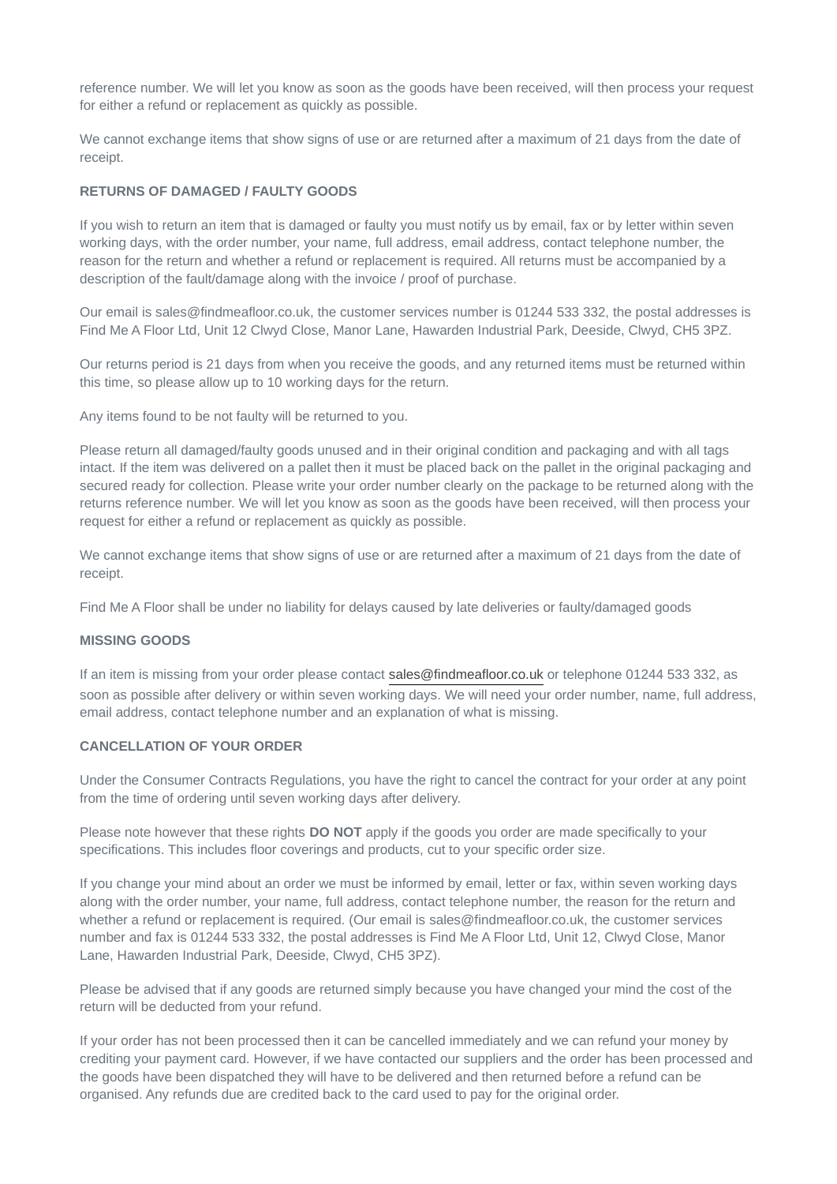reference number. We will let you know as soon as the goods have been received, will then process your request for either a refund or replacement as quickly as possible.

We cannot exchange items that show signs of use or are returned after a maximum of 21 days from the date of receipt.

**RETURNS OF DAMAGED / FAULTY GOODS**

If you wish to return an item that is damaged or faulty you must notify us by email, fax or by letter within seven working days, with the order number, your name, full address, email address, contact telephone number, the reason for the return and whether a refund or replacement is required. All returns must be accompanied by a description of the fault/damage along with the invoice / proof of purchase.

Our email is sales@findmeafloor.co.uk, the customer services number is 01244 533 332, the postal addresses is Find Me A Floor Ltd, Unit 12 Clwyd Close, Manor Lane, Hawarden Industrial Park, Deeside, Clwyd, CH5 3PZ.

Our returns period is 21 days from when you receive the goods, and any returned items must be returned within this time, so please allow up to 10 working days for the return.

Any items found to be not faulty will be returned to you.

Please return all damaged/faulty goods unused and in their original condition and packaging and with all tags intact. If the item was delivered on a pallet then it must be placed back on the pallet in the original packaging and secured ready for collection. Please write your order number clearly on the package to be returned along with the returns reference number. We will let you know as soon as the goods have been received, will then process your request for either a refund or replacement as quickly as possible.

We cannot exchange items that show signs of use or are returned after a maximum of 21 days from the date of receipt.

Find Me A Floor shall be under no liability for delays caused by late deliveries or faulty/damaged goods

**MISSING GOODS**

If an item is missing from your order please contact sales@findmeafloor.co.uk or telephone 01244 533 332, as soon as possible after delivery or within seven working days. We will need your order number, name, full address, email address, contact telephone number and an explanation of what is missing.

**CANCELLATION OF YOUR ORDER**

Under the Consumer Contracts Regulations, you have the right to cancel the contract for your order at any point from the time of ordering until seven working days after delivery.

Please note however that these rights **DO NOT** apply if the goods you order are made specifically to your specifications. This includes floor coverings and products, cut to your specific order size.

If you change your mind about an order we must be informed by email, letter or fax, within seven working days along with the order number, your name, full address, contact telephone number, the reason for the return and whether a refund or replacement is required. (Our email is sales@findmeafloor.co.uk, the customer services number and fax is 01244 533 332, the postal addresses is Find Me A Floor Ltd, Unit 12, Clwyd Close, Manor Lane, Hawarden Industrial Park, Deeside, Clwyd, CH5 3PZ).

Please be advised that if any goods are returned simply because you have changed your mind the cost of the return will be deducted from your refund.

If your order has not been processed then it can be cancelled immediately and we can refund your money by crediting your payment card. However, if we have contacted our suppliers and the order has been processed and the goods have been dispatched they will have to be delivered and then returned before a refund can be organised. Any refunds due are credited back to the card used to pay for the original order.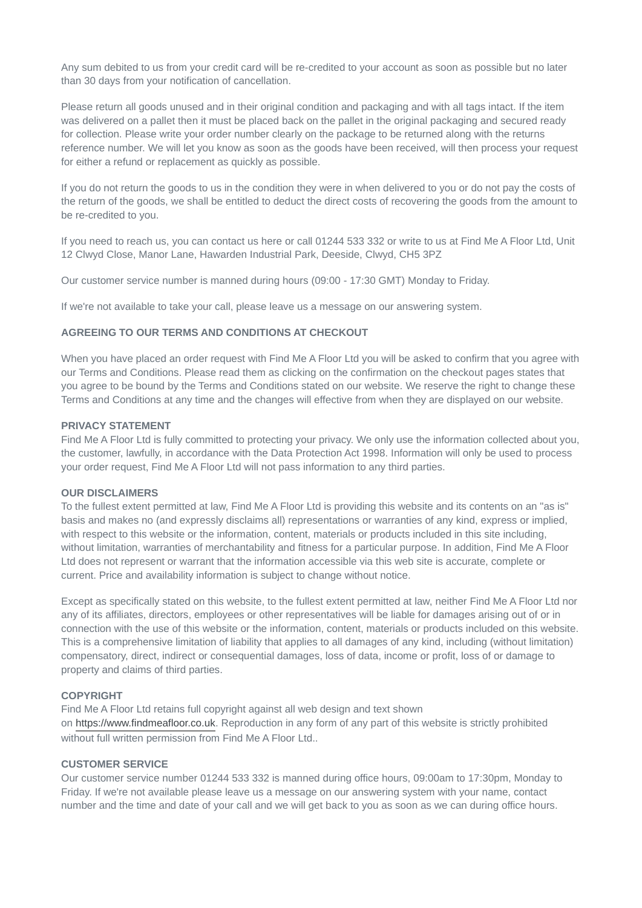Any sum debited to us from your credit card will be re-credited to your account as soon as possible but no later than 30 days from your notification of cancellation.

Please return all goods unused and in their original condition and packaging and with all tags intact. If the item was delivered on a pallet then it must be placed back on the pallet in the original packaging and secured ready for collection. Please write your order number clearly on the package to be returned along with the returns reference number. We will let you know as soon as the goods have been received, will then process your request for either a refund or replacement as quickly as possible.

If you do not return the goods to us in the condition they were in when delivered to you or do not pay the costs of the return of the goods, we shall be entitled to deduct the direct costs of recovering the goods from the amount to be re-credited to you.

If you need to reach us, you can contact us here or call 01244 533 332 or write to us at Find Me A Floor Ltd, Unit 12 Clwyd Close, Manor Lane, Hawarden Industrial Park, Deeside, Clwyd, CH5 3PZ

Our customer service number is manned during hours (09:00 - 17:30 GMT) Monday to Friday.

If we're not available to take your call, please leave us a message on our answering system.

**AGREEING TO OUR TERMS AND CONDITIONS AT CHECKOUT**

When you have placed an order request with Find Me A Floor Ltd you will be asked to confirm that you agree with our Terms and Conditions. Please read them as clicking on the confirmation on the checkout pages states that you agree to be bound by the Terms and Conditions stated on our website. We reserve the right to change these Terms and Conditions at any time and the changes will effective from when they are displayed on our website.

**PRIVACY STATEMENT**

Find Me A Floor Ltd is fully committed to protecting your privacy. We only use the information collected about you, the customer, lawfully, in accordance with the Data Protection Act 1998. Information will only be used to process your order request, Find Me A Floor Ltd will not pass information to any third parties.

**OUR DISCLAIMERS**

To the fullest extent permitted at law, Find Me A Floor Ltd is providing this website and its contents on an "as is" basis and makes no (and expressly disclaims all) representations or warranties of any kind, express or implied, with respect to this website or the information, content, materials or products included in this site including, without limitation, warranties of merchantability and fitness for a particular purpose. In addition, Find Me A Floor Ltd does not represent or warrant that the information accessible via this web site is accurate, complete or current. Price and availability information is subject to change without notice.

Except as specifically stated on this website, to the fullest extent permitted at law, neither Find Me A Floor Ltd nor any of its affiliates, directors, employees or other representatives will be liable for damages arising out of or in connection with the use of this website or the information, content, materials or products included on this website. This is a comprehensive limitation of liability that applies to all damages of any kind, including (without limitation) compensatory, direct, indirect or consequential damages, loss of data, income or profit, loss of or damage to property and claims of third parties.

**COPYRIGHT**

Find Me A Floor Ltd retains full copyright against all web design and text shown on https://www.findmeafloor.co.uk. Reproduction in any form of any part of this website is strictly prohibited without full written permission from Find Me A Floor Ltd..

**CUSTOMER SERVICE**

Our customer service number 01244 533 332 is manned during office hours, 09:00am to 17:30pm, Monday to Friday. If we're not available please leave us a message on our answering system with your name, contact number and the time and date of your call and we will get back to you as soon as we can during office hours.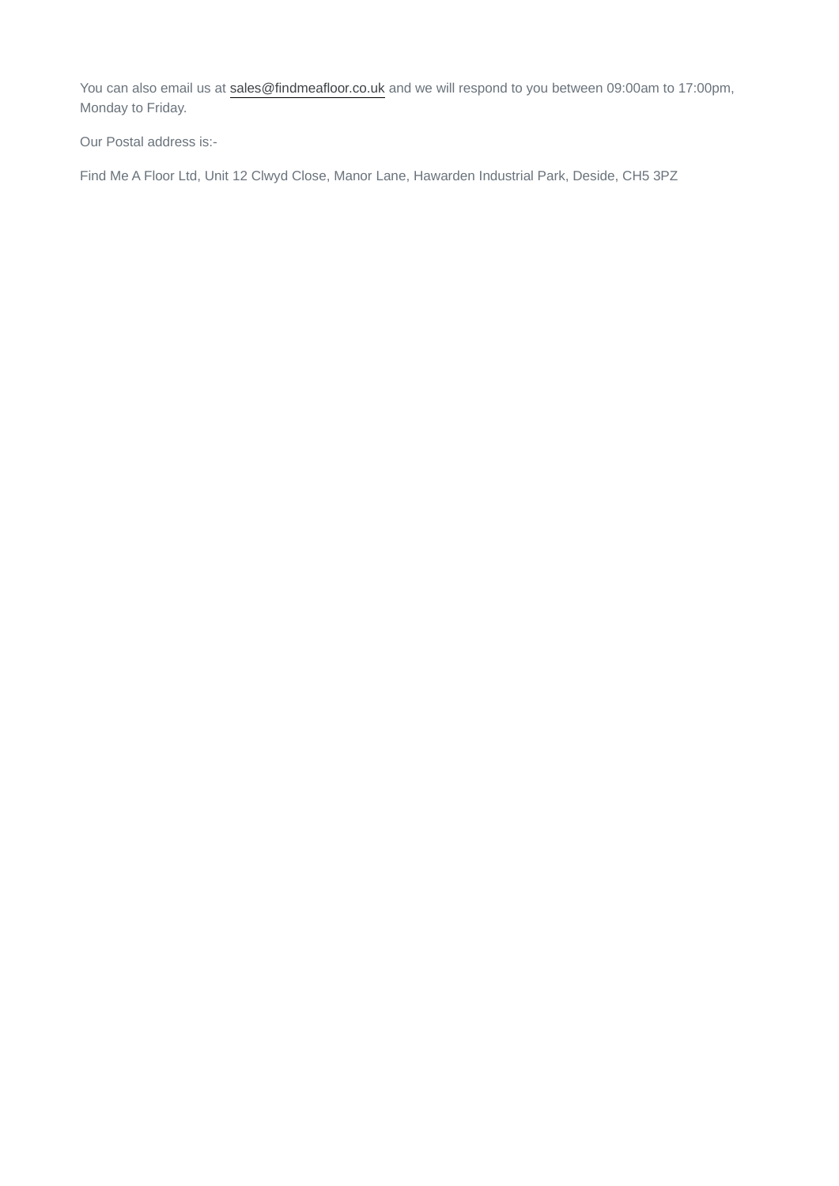You can also email us at sales@findmeafloor.co.uk and we will respond to you between 09:00am to 17:00pm, Monday to Friday.

Our Postal address is:-

Find Me A Floor Ltd, Unit 12 Clwyd Close, Manor Lane, Hawarden Industrial Park, Deside, CH5 3PZ